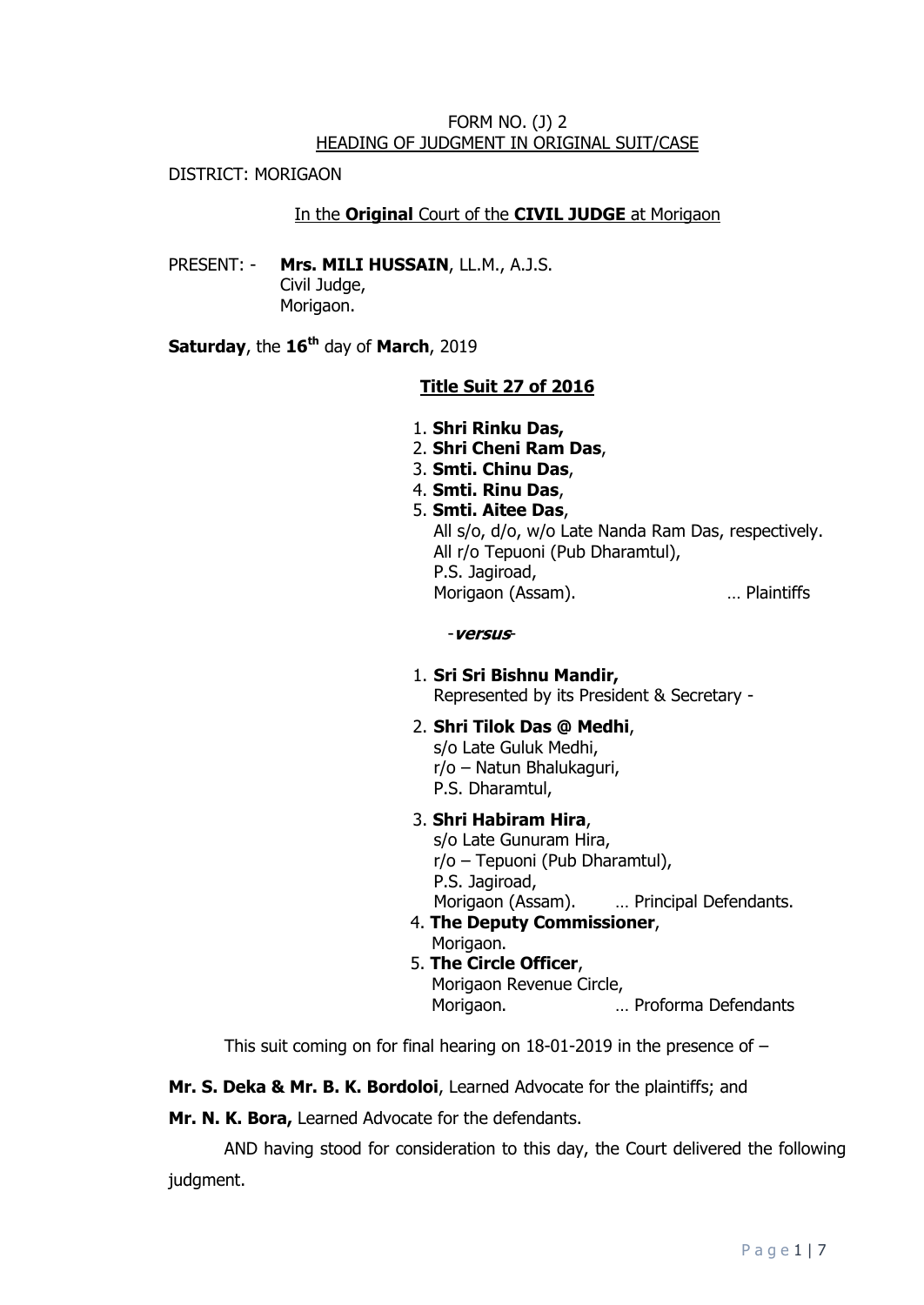FORM NO. (J) 2

HEADING OF JUDGMENT IN ORIGINAL SUIT/CASE

DISTRICT: MORIGAON

In the **Original** Court of the **CIVIL JUDGE** at Morigaon

PRESENT: - **Mrs. MILI HUSSAIN**, LL.M., A.J.S.
Civil Judge,
Morigaon.

**Saturday**, the **16th** day of **March**, 2019

**Title Suit 27 of 2016**

1. **Shri Rinku Das,**
2. **Shri Cheni Ram Das**,
3. **Smti. Chinu Das**,
4. **Smti. Rinu Das**,
5. **Smti. Aitee Das**,
   All s/o, d/o, w/o Late Nanda Ram Das, respectively.
   All r/o Tepuoni (Pub Dharamtul),
   P.S. Jagiroad,
   Morigaon (Assam). … Plaintiffs

-***versus***-

1. **Sri Sri Bishnu Mandir,**
   Represented by its President & Secretary -
2. **Shri Tilok Das @ Medhi**,
   s/o Late Guluk Medhi,
   r/o – Natun Bhalukaguri,
   P.S. Dharamtul,
3. **Shri Habiram Hira**,
   s/o Late Gunuram Hira,
   r/o – Tepuoni (Pub Dharamtul),
   P.S. Jagiroad,
   Morigaon (Assam). … Principal Defendants.
4. **The Deputy Commissioner**,
   Morigaon.
5. **The Circle Officer**,
   Morigaon Revenue Circle,
   Morigaon. … Proforma Defendants

This suit coming on for final hearing on 18-01-2019 in the presence of –

**Mr. S. Deka & Mr. B. K. Bordoloi**, Learned Advocate for the plaintiffs; and

**Mr. N. K. Bora,** Learned Advocate for the defendants.

AND having stood for consideration to this day, the Court delivered the following judgment.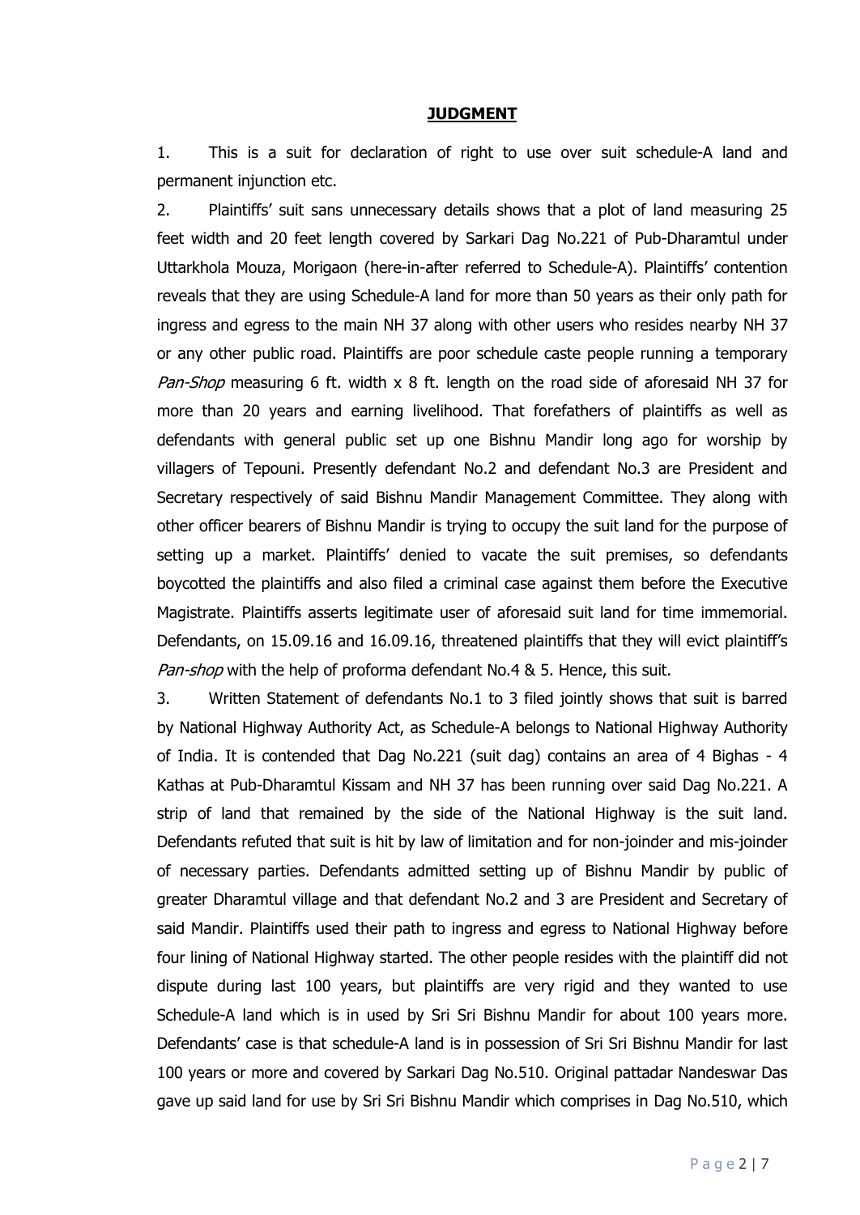## **JUDGMENT**

1. This is a suit for declaration of right to use over suit schedule-A land and permanent injunction etc.

2. Plaintiffs' suit sans unnecessary details shows that a plot of land measuring 25 feet width and 20 feet length covered by Sarkari Dag No.221 of Pub-Dharamtul under Uttarkhola Mouza, Morigaon (here-in-after referred to Schedule-A). Plaintiffs' contention reveals that they are using Schedule-A land for more than 50 years as their only path for ingress and egress to the main NH 37 along with other users who resides nearby NH 37 or any other public road. Plaintiffs are poor schedule caste people running a temporary *Pan-Shop* measuring 6 ft. width x 8 ft. length on the road side of aforesaid NH 37 for more than 20 years and earning livelihood. That forefathers of plaintiffs as well as defendants with general public set up one Bishnu Mandir long ago for worship by villagers of Tepouni. Presently defendant No.2 and defendant No.3 are President and Secretary respectively of said Bishnu Mandir Management Committee. They along with other officer bearers of Bishnu Mandir is trying to occupy the suit land for the purpose of setting up a market. Plaintiffs' denied to vacate the suit premises, so defendants boycotted the plaintiffs and also filed a criminal case against them before the Executive Magistrate. Plaintiffs asserts legitimate user of aforesaid suit land for time immemorial. Defendants, on 15.09.16 and 16.09.16, threatened plaintiffs that they will evict plaintiff's *Pan-shop* with the help of proforma defendant No.4 & 5. Hence, this suit.

3. Written Statement of defendants No.1 to 3 filed jointly shows that suit is barred by National Highway Authority Act, as Schedule-A belongs to National Highway Authority of India. It is contended that Dag No.221 (suit dag) contains an area of 4 Bighas - 4 Kathas at Pub-Dharamtul Kissam and NH 37 has been running over said Dag No.221. A strip of land that remained by the side of the National Highway is the suit land. Defendants refuted that suit is hit by law of limitation and for non-joinder and mis-joinder of necessary parties. Defendants admitted setting up of Bishnu Mandir by public of greater Dharamtul village and that defendant No.2 and 3 are President and Secretary of said Mandir. Plaintiffs used their path to ingress and egress to National Highway before four lining of National Highway started. The other people resides with the plaintiff did not dispute during last 100 years, but plaintiffs are very rigid and they wanted to use Schedule-A land which is in used by Sri Sri Bishnu Mandir for about 100 years more. Defendants' case is that schedule-A land is in possession of Sri Sri Bishnu Mandir for last 100 years or more and covered by Sarkari Dag No.510. Original pattadar Nandeswar Das gave up said land for use by Sri Sri Bishnu Mandir which comprises in Dag No.510, which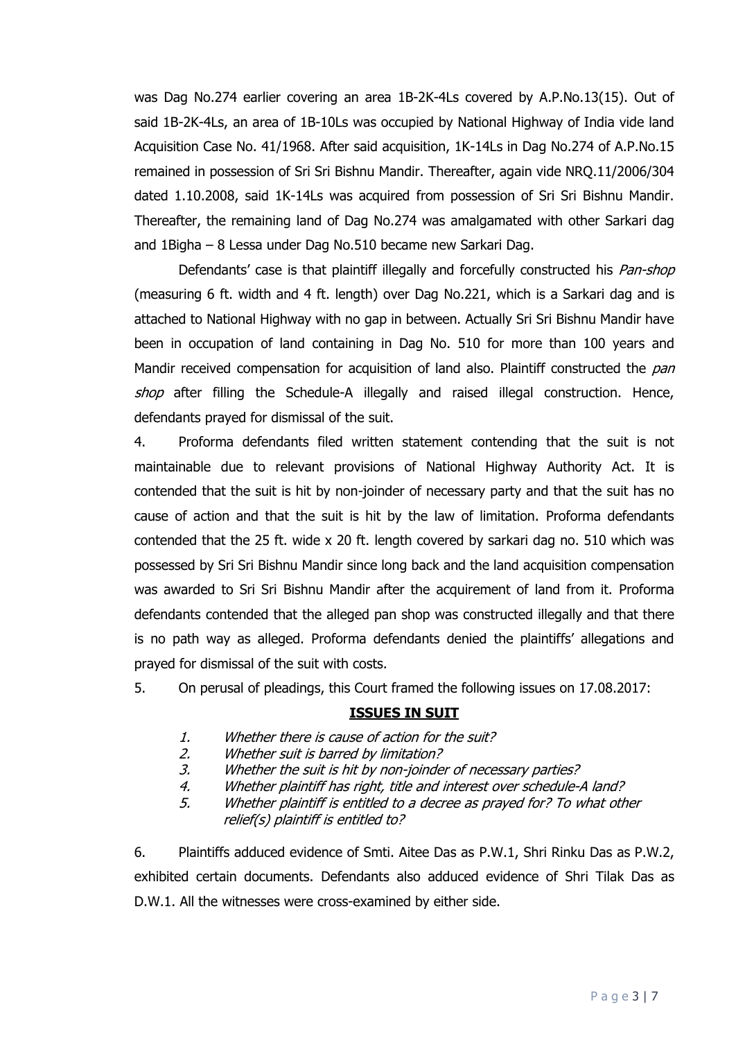was Dag No.274 earlier covering an area 1B-2K-4Ls covered by A.P.No.13(15). Out of said 1B-2K-4Ls, an area of 1B-10Ls was occupied by National Highway of India vide land Acquisition Case No. 41/1968. After said acquisition, 1K-14Ls in Dag No.274 of A.P.No.15 remained in possession of Sri Sri Bishnu Mandir. Thereafter, again vide NRQ.11/2006/304 dated 1.10.2008, said 1K-14Ls was acquired from possession of Sri Sri Bishnu Mandir. Thereafter, the remaining land of Dag No.274 was amalgamated with other Sarkari dag and 1Bigha – 8 Lessa under Dag No.510 became new Sarkari Dag.

Defendants' case is that plaintiff illegally and forcefully constructed his *Pan-shop* (measuring 6 ft. width and 4 ft. length) over Dag No.221, which is a Sarkari dag and is attached to National Highway with no gap in between. Actually Sri Sri Bishnu Mandir have been in occupation of land containing in Dag No. 510 for more than 100 years and Mandir received compensation for acquisition of land also. Plaintiff constructed the *pan shop* after filling the Schedule-A illegally and raised illegal construction. Hence, defendants prayed for dismissal of the suit.

4. Proforma defendants filed written statement contending that the suit is not maintainable due to relevant provisions of National Highway Authority Act. It is contended that the suit is hit by non-joinder of necessary party and that the suit has no cause of action and that the suit is hit by the law of limitation. Proforma defendants contended that the 25 ft. wide x 20 ft. length covered by sarkari dag no. 510 which was possessed by Sri Sri Bishnu Mandir since long back and the land acquisition compensation was awarded to Sri Sri Bishnu Mandir after the acquirement of land from it. Proforma defendants contended that the alleged pan shop was constructed illegally and that there is no path way as alleged. Proforma defendants denied the plaintiffs' allegations and prayed for dismissal of the suit with costs.

5. On perusal of pleadings, this Court framed the following issues on 17.08.2017:

**ISSUES IN SUIT**

1. *Whether there is cause of action for the suit?*
2. *Whether suit is barred by limitation?*
3. *Whether the suit is hit by non-joinder of necessary parties?*
4. *Whether plaintiff has right, title and interest over schedule-A land?*
5. *Whether plaintiff is entitled to a decree as prayed for? To what other relief(s) plaintiff is entitled to?*

6. Plaintiffs adduced evidence of Smti. Aitee Das as P.W.1, Shri Rinku Das as P.W.2, exhibited certain documents. Defendants also adduced evidence of Shri Tilak Das as D.W.1. All the witnesses were cross-examined by either side.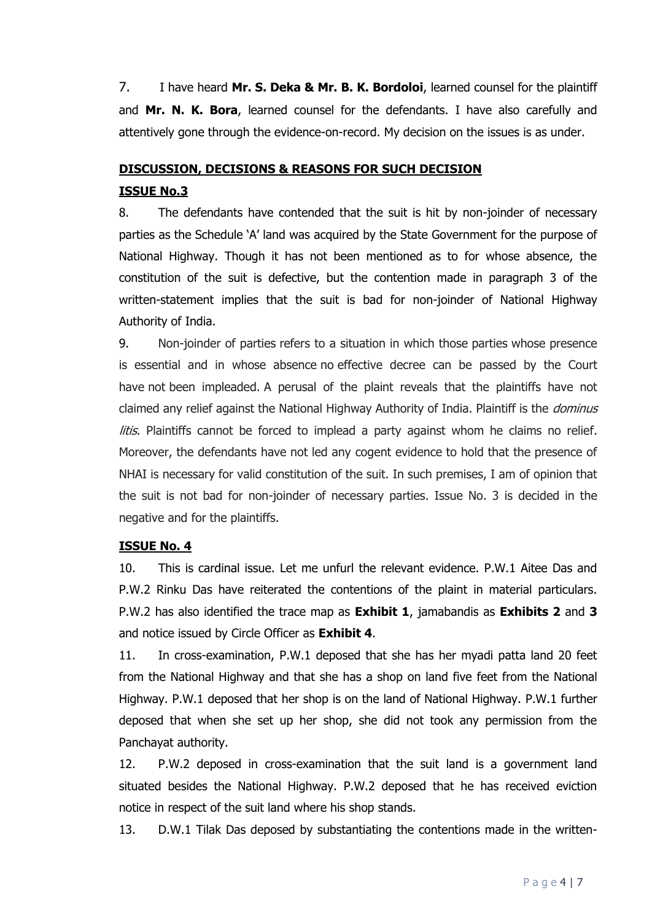7. I have heard **Mr. S. Deka & Mr. B. K. Bordoloi**, learned counsel for the plaintiff and **Mr. N. K. Bora**, learned counsel for the defendants. I have also carefully and attentively gone through the evidence-on-record. My decision on the issues is as under.

**DISCUSSION, DECISIONS & REASONS FOR SUCH DECISION**

**ISSUE No.3**

8. The defendants have contended that the suit is hit by non-joinder of necessary parties as the Schedule 'A' land was acquired by the State Government for the purpose of National Highway. Though it has not been mentioned as to for whose absence, the constitution of the suit is defective, but the contention made in paragraph 3 of the written-statement implies that the suit is bad for non-joinder of National Highway Authority of India.

9. Non-joinder of parties refers to a situation in which those parties whose presence is essential and in whose absence no effective decree can be passed by the Court have not been impleaded. A perusal of the plaint reveals that the plaintiffs have not claimed any relief against the National Highway Authority of India. Plaintiff is the *dominus litis*. Plaintiffs cannot be forced to implead a party against whom he claims no relief. Moreover, the defendants have not led any cogent evidence to hold that the presence of NHAI is necessary for valid constitution of the suit. In such premises, I am of opinion that the suit is not bad for non-joinder of necessary parties. Issue No. 3 is decided in the negative and for the plaintiffs.

**ISSUE No. 4**

10. This is cardinal issue. Let me unfurl the relevant evidence. P.W.1 Aitee Das and P.W.2 Rinku Das have reiterated the contentions of the plaint in material particulars. P.W.2 has also identified the trace map as **Exhibit 1**, jamabandis as **Exhibits 2** and **3** and notice issued by Circle Officer as **Exhibit 4**.

11. In cross-examination, P.W.1 deposed that she has her myadi patta land 20 feet from the National Highway and that she has a shop on land five feet from the National Highway. P.W.1 deposed that her shop is on the land of National Highway. P.W.1 further deposed that when she set up her shop, she did not took any permission from the Panchayat authority.

12. P.W.2 deposed in cross-examination that the suit land is a government land situated besides the National Highway. P.W.2 deposed that he has received eviction notice in respect of the suit land where his shop stands.

13. D.W.1 Tilak Das deposed by substantiating the contentions made in the written-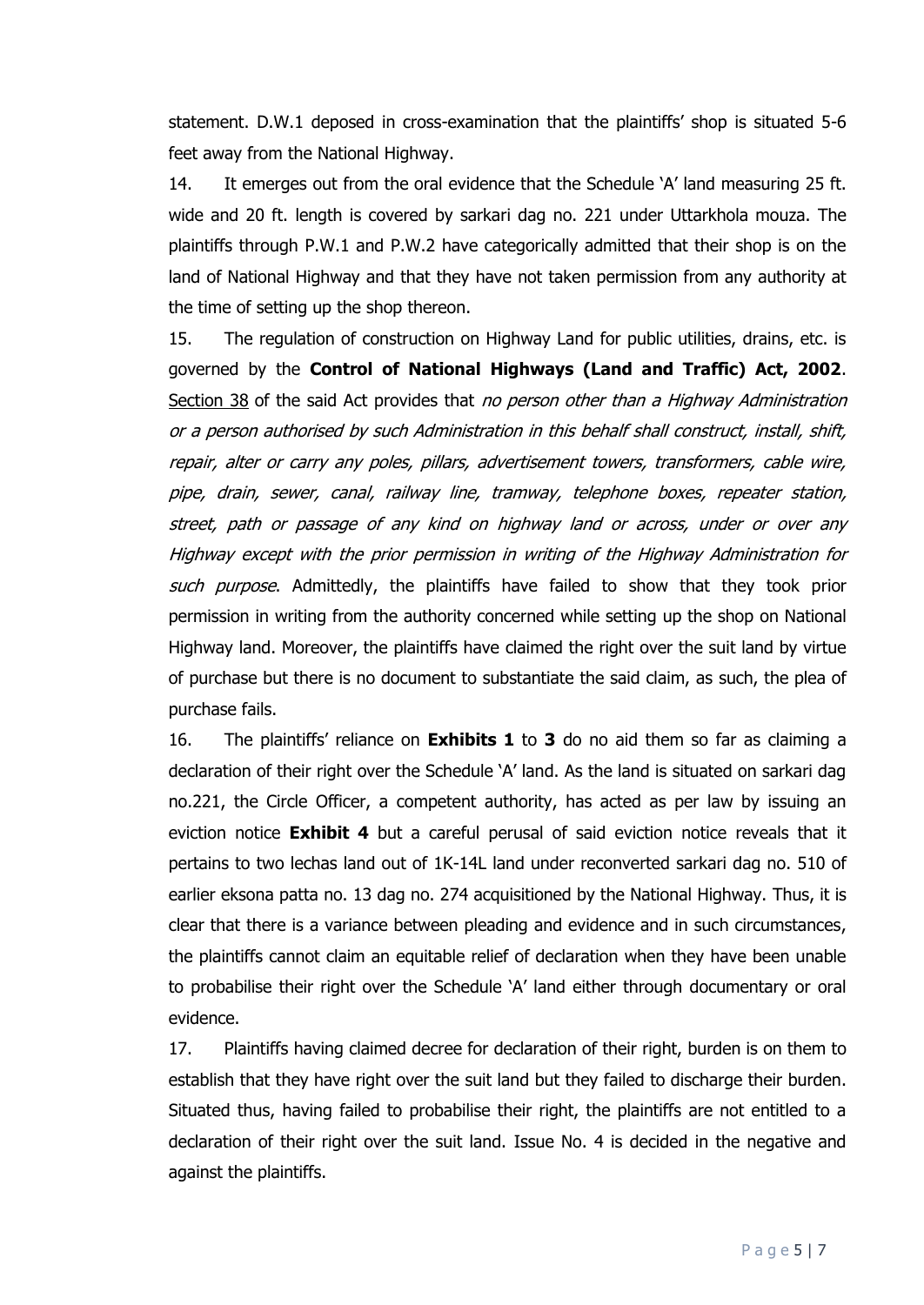statement. D.W.1 deposed in cross-examination that the plaintiffs' shop is situated 5-6 feet away from the National Highway.

14. It emerges out from the oral evidence that the Schedule 'A' land measuring 25 ft. wide and 20 ft. length is covered by sarkari dag no. 221 under Uttarkhola mouza. The plaintiffs through P.W.1 and P.W.2 have categorically admitted that their shop is on the land of National Highway and that they have not taken permission from any authority at the time of setting up the shop thereon.

15. The regulation of construction on Highway Land for public utilities, drains, etc. is governed by the **Control of National Highways (Land and Traffic) Act, 2002**. Section 38 of the said Act provides that *no person other than a Highway Administration or a person authorised by such Administration in this behalf shall construct, install, shift, repair, alter or carry any poles, pillars, advertisement towers, transformers, cable wire, pipe, drain, sewer, canal, railway line, tramway, telephone boxes, repeater station, street, path or passage of any kind on highway land or across, under or over any Highway except with the prior permission in writing of the Highway Administration for such purpose*. Admittedly, the plaintiffs have failed to show that they took prior permission in writing from the authority concerned while setting up the shop on National Highway land. Moreover, the plaintiffs have claimed the right over the suit land by virtue of purchase but there is no document to substantiate the said claim, as such, the plea of purchase fails.

16. The plaintiffs' reliance on **Exhibits 1** to **3** do no aid them so far as claiming a declaration of their right over the Schedule 'A' land. As the land is situated on sarkari dag no.221, the Circle Officer, a competent authority, has acted as per law by issuing an eviction notice **Exhibit 4** but a careful perusal of said eviction notice reveals that it pertains to two lechas land out of 1K-14L land under reconverted sarkari dag no. 510 of earlier eksona patta no. 13 dag no. 274 acquisitioned by the National Highway. Thus, it is clear that there is a variance between pleading and evidence and in such circumstances, the plaintiffs cannot claim an equitable relief of declaration when they have been unable to probabilise their right over the Schedule 'A' land either through documentary or oral evidence.

17. Plaintiffs having claimed decree for declaration of their right, burden is on them to establish that they have right over the suit land but they failed to discharge their burden. Situated thus, having failed to probabilise their right, the plaintiffs are not entitled to a declaration of their right over the suit land. Issue No. 4 is decided in the negative and against the plaintiffs.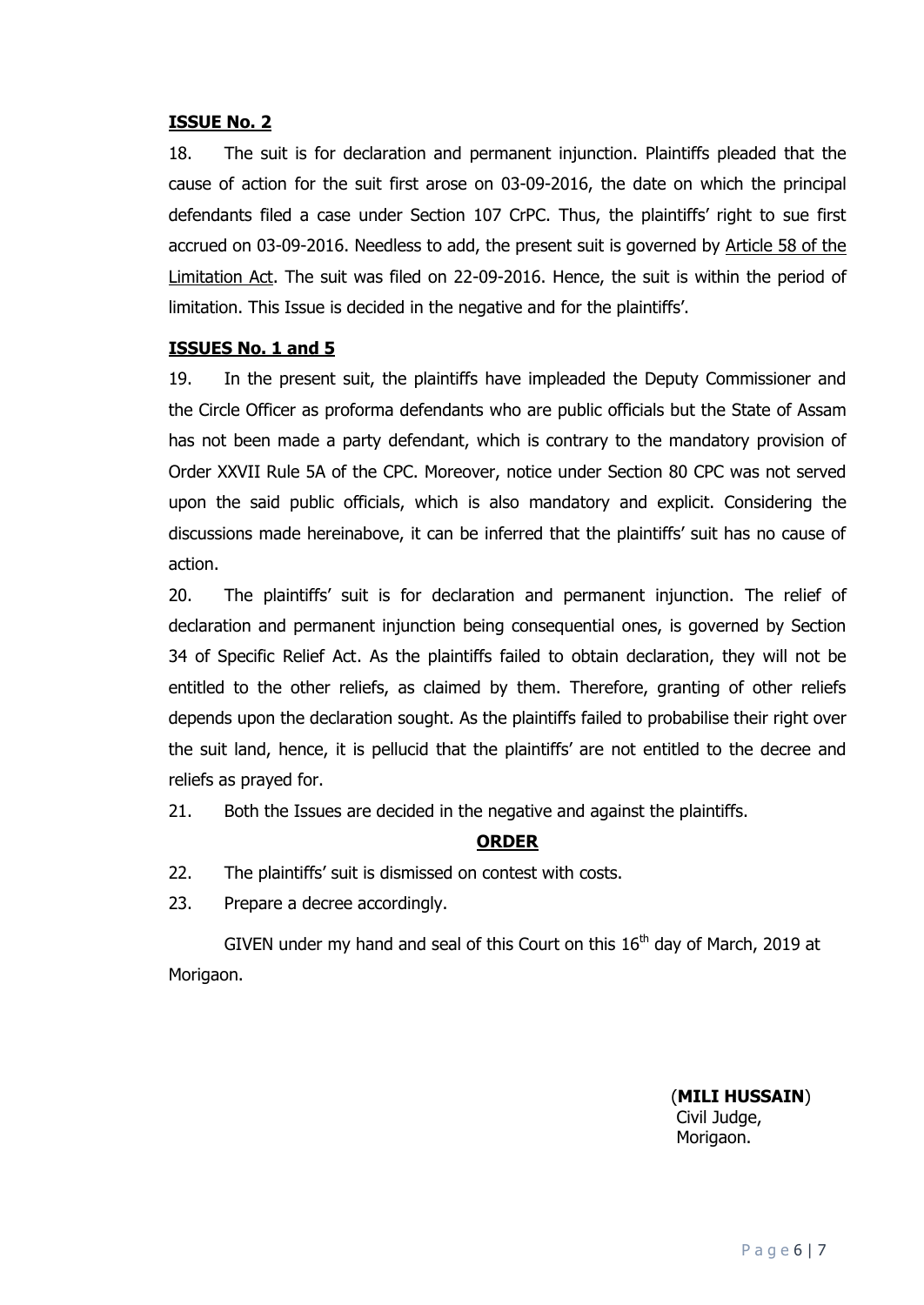**ISSUE No. 2**

18. The suit is for declaration and permanent injunction. Plaintiffs pleaded that the cause of action for the suit first arose on 03-09-2016, the date on which the principal defendants filed a case under Section 107 CrPC. Thus, the plaintiffs' right to sue first accrued on 03-09-2016. Needless to add, the present suit is governed by Article 58 of the Limitation Act. The suit was filed on 22-09-2016. Hence, the suit is within the period of limitation. This Issue is decided in the negative and for the plaintiffs'.

**ISSUES No. 1 and 5**

19. In the present suit, the plaintiffs have impleaded the Deputy Commissioner and the Circle Officer as proforma defendants who are public officials but the State of Assam has not been made a party defendant, which is contrary to the mandatory provision of Order XXVII Rule 5A of the CPC. Moreover, notice under Section 80 CPC was not served upon the said public officials, which is also mandatory and explicit. Considering the discussions made hereinabove, it can be inferred that the plaintiffs' suit has no cause of action.

20. The plaintiffs' suit is for declaration and permanent injunction. The relief of declaration and permanent injunction being consequential ones, is governed by Section 34 of Specific Relief Act. As the plaintiffs failed to obtain declaration, they will not be entitled to the other reliefs, as claimed by them. Therefore, granting of other reliefs depends upon the declaration sought. As the plaintiffs failed to probabilise their right over the suit land, hence, it is pellucid that the plaintiffs' are not entitled to the decree and reliefs as prayed for.

21. Both the Issues are decided in the negative and against the plaintiffs.

**ORDER**

22. The plaintiffs' suit is dismissed on contest with costs.

23. Prepare a decree accordingly.

GIVEN under my hand and seal of this Court on this 16th day of March, 2019 at Morigaon.

(**MILI HUSSAIN**)
Civil Judge,
Morigaon.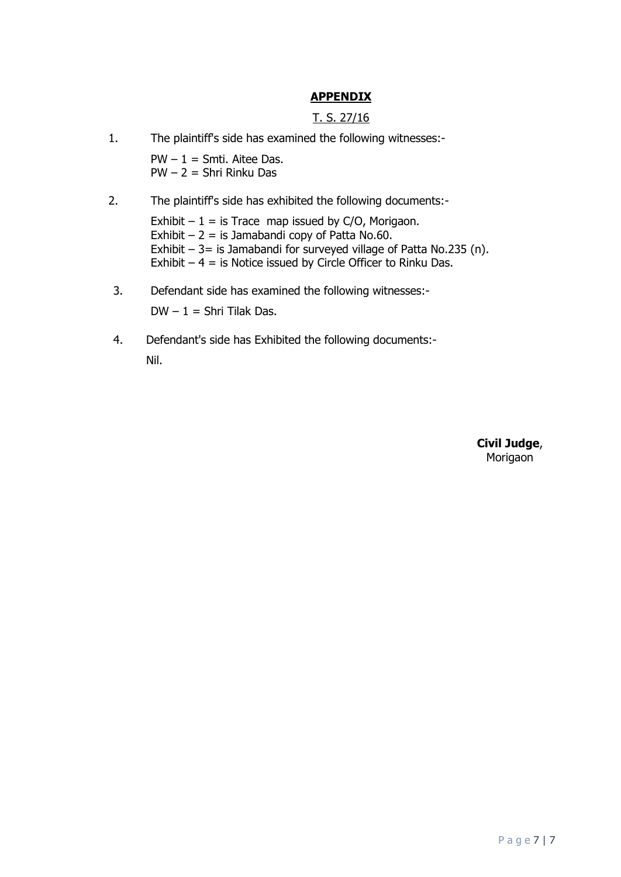## **APPENDIX**

T. S. 27/16

1. The plaintiff's side has examined the following witnesses:-

   PW – 1 = Smti. Aitee Das.
   PW – 2 = Shri Rinku Das

2. The plaintiff's side has exhibited the following documents:-

   Exhibit – 1 = is Trace map issued by C/O, Morigaon.
   Exhibit – 2 = is Jamabandi copy of Patta No.60.
   Exhibit – 3= is Jamabandi for surveyed village of Patta No.235 (n).
   Exhibit – 4 = is Notice issued by Circle Officer to Rinku Das.

3. Defendant side has examined the following witnesses:-

   DW – 1 = Shri Tilak Das.

4. Defendant's side has Exhibited the following documents:-

   Nil.

**Civil Judge**,
Morigaon